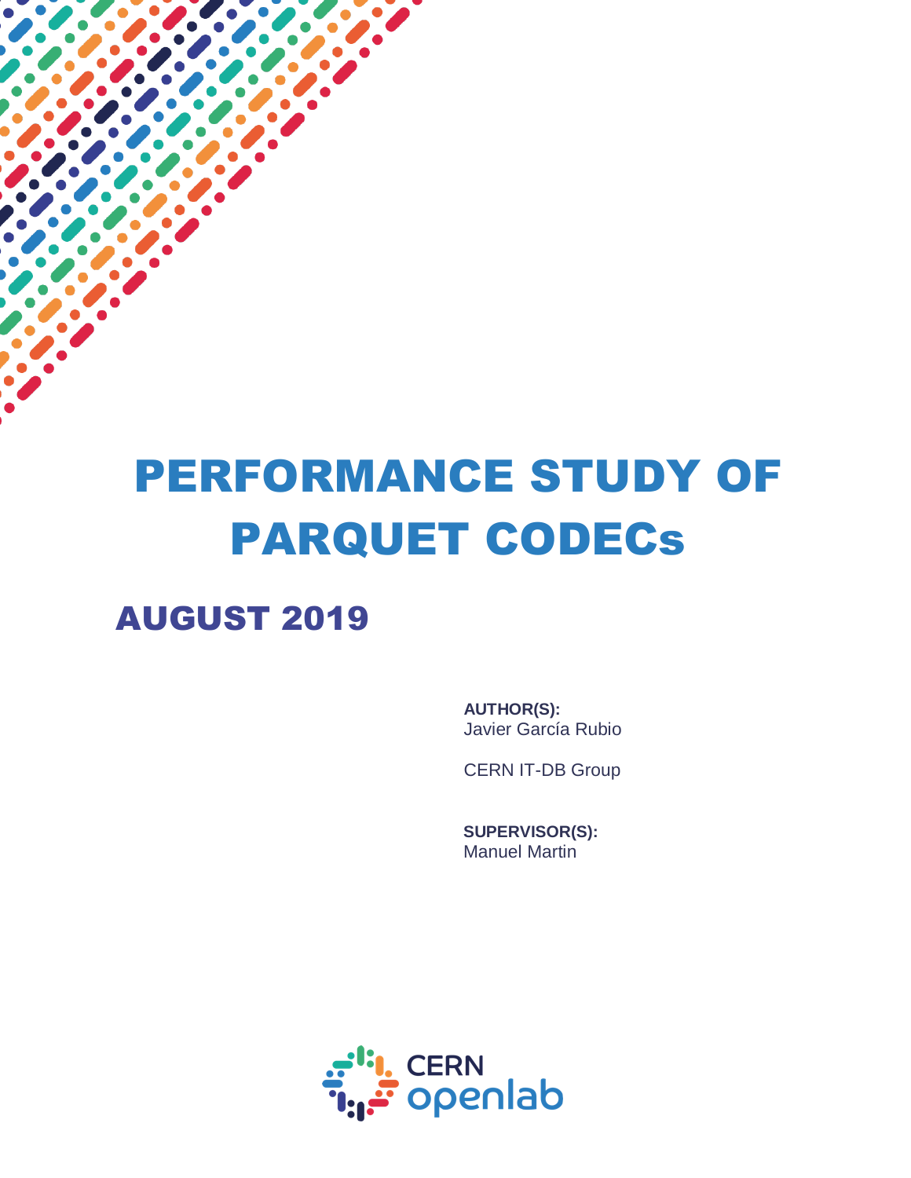# PERFORMANCE STUDY OF PARQUET CODECs

## AUGUST 2019

**AUTHOR(S):**
Javier García Rubio

CERN IT-DB Group

**SUPERVISOR(S):**
Manuel Martin

CERN openlab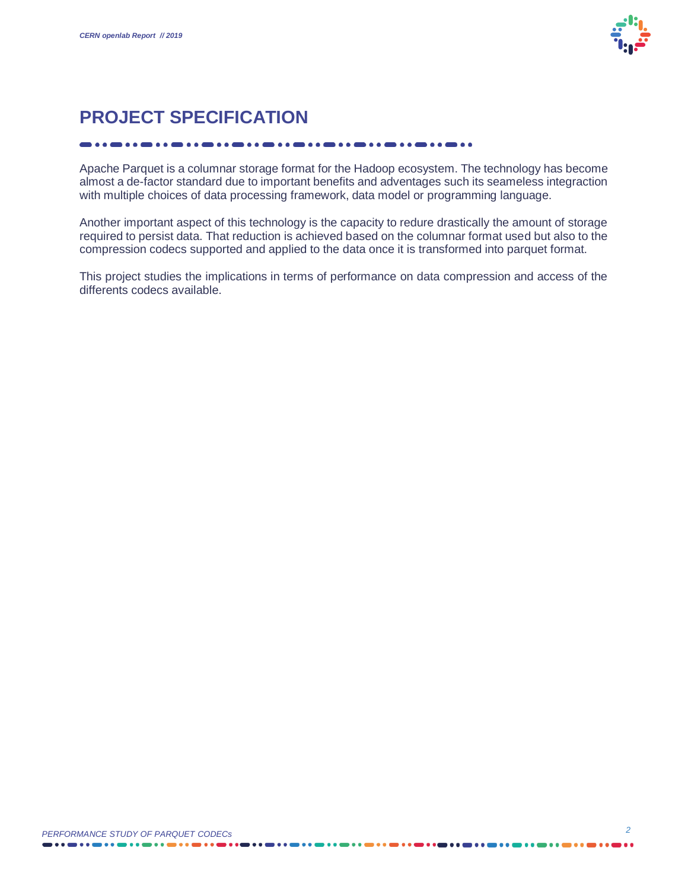# PROJECT SPECIFICATION

Apache Parquet is a columnar storage format for the Hadoop ecosystem. The technology has become almost a de-factor standard due to important benefits and adventages such its seameless integraction with multiple choices of data processing framework, data model or programming language.

Another important aspect of this technology is the capacity to redure drastically the amount of storage required to persist data. That reduction is achieved based on the columnar format used but also to the compression codecs supported and applied to the data once it is transformed into parquet format.

This project studies the implications in terms of performance on data compression and access of the differents codecs available.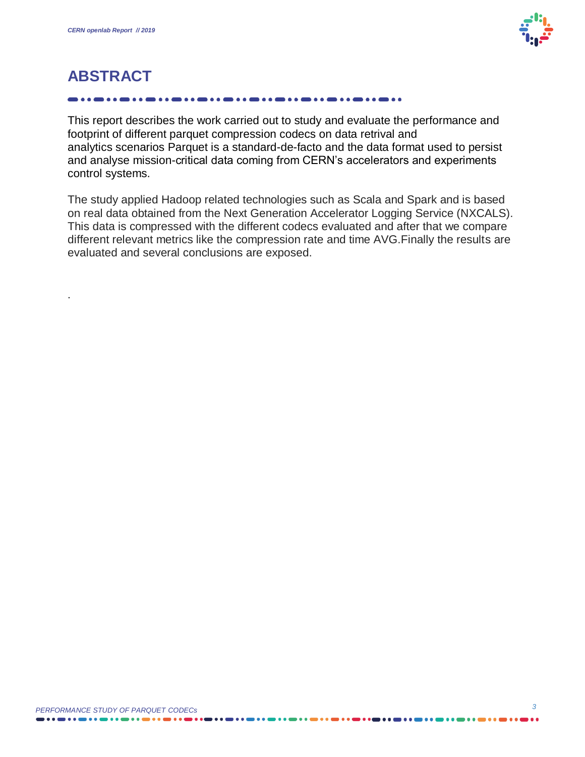# ABSTRACT

This report describes the work carried out to study and evaluate the performance and footprint of different parquet compression codecs on data retrival and analytics scenarios Parquet is a standard-de-facto and the data format used to persist and analyse mission-critical data coming from CERN's accelerators and experiments control systems.

The study applied Hadoop related technologies such as Scala and Spark and is based on real data obtained from the Next Generation Accelerator Logging Service (NXCALS). This data is compressed with the different codecs evaluated and after that we compare different relevant metrics like the compression rate and time AVG.Finally the results are evaluated and several conclusions are exposed.

.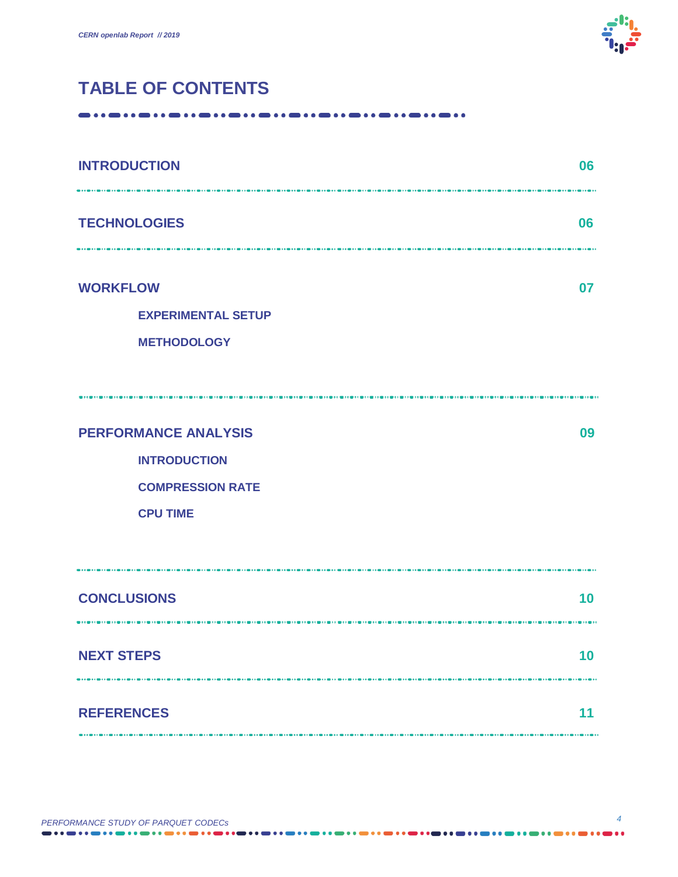# TABLE OF CONTENTS

| | |
|---|---|
| **INTRODUCTION** | 06 |
| **TECHNOLOGIES** | 06 |
| **WORKFLOW** | 07 |
| &nbsp;&nbsp;&nbsp;&nbsp;EXPERIMENTAL SETUP | |
| &nbsp;&nbsp;&nbsp;&nbsp;METHODOLOGY | |
| **PERFORMANCE ANALYSIS** | 09 |
| &nbsp;&nbsp;&nbsp;&nbsp;INTRODUCTION | |
| &nbsp;&nbsp;&nbsp;&nbsp;COMPRESSION RATE | |
| &nbsp;&nbsp;&nbsp;&nbsp;CPU TIME | |
| **CONCLUSIONS** | 10 |
| **NEXT STEPS** | 10 |
| **REFERENCES** | 11 |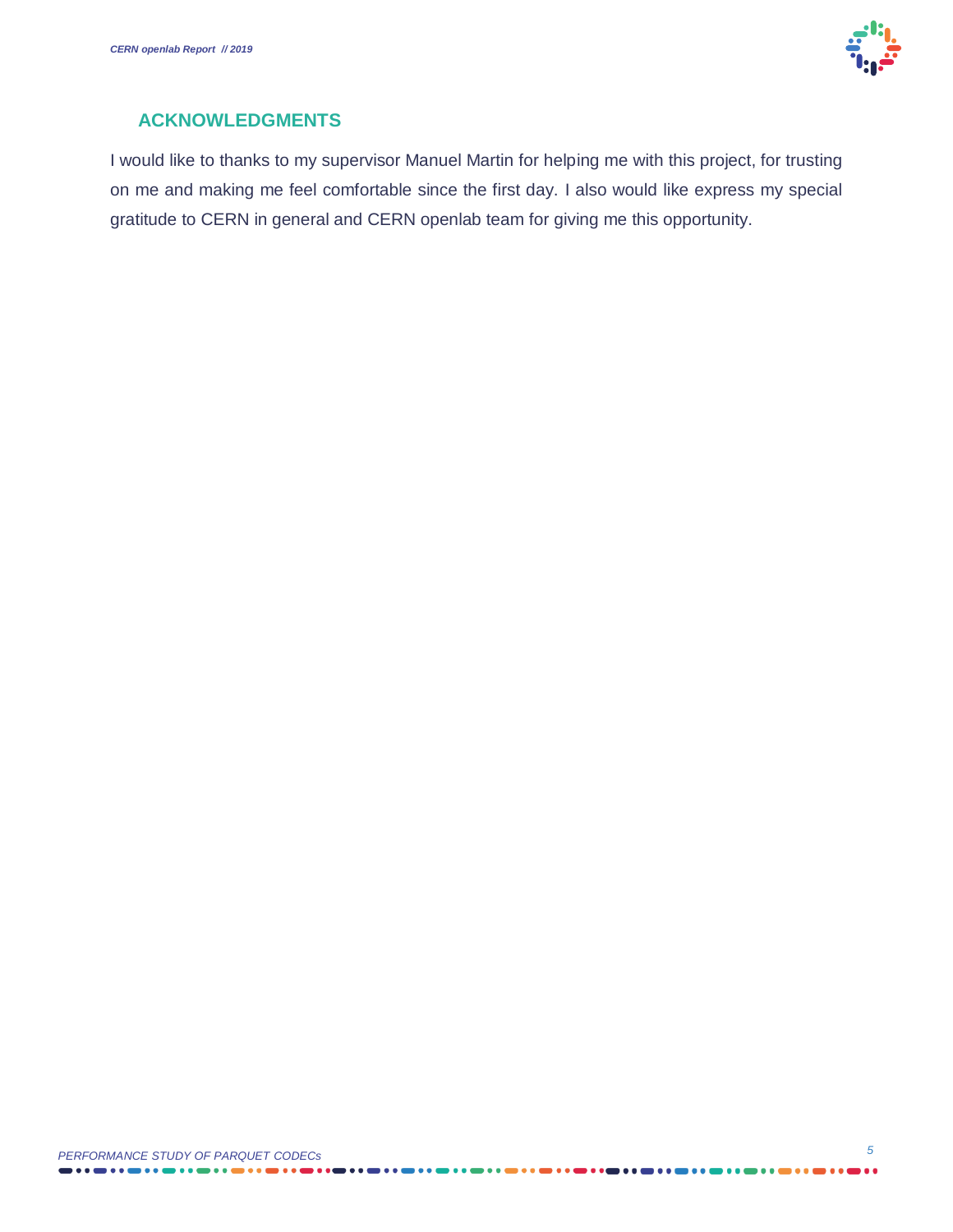## ACKNOWLEDGMENTS

I would like to thanks to my supervisor Manuel Martin for helping me with this project, for trusting on me and making me feel comfortable since the first day. I also would like express my special gratitude to CERN in general and CERN openlab team for giving me this opportunity.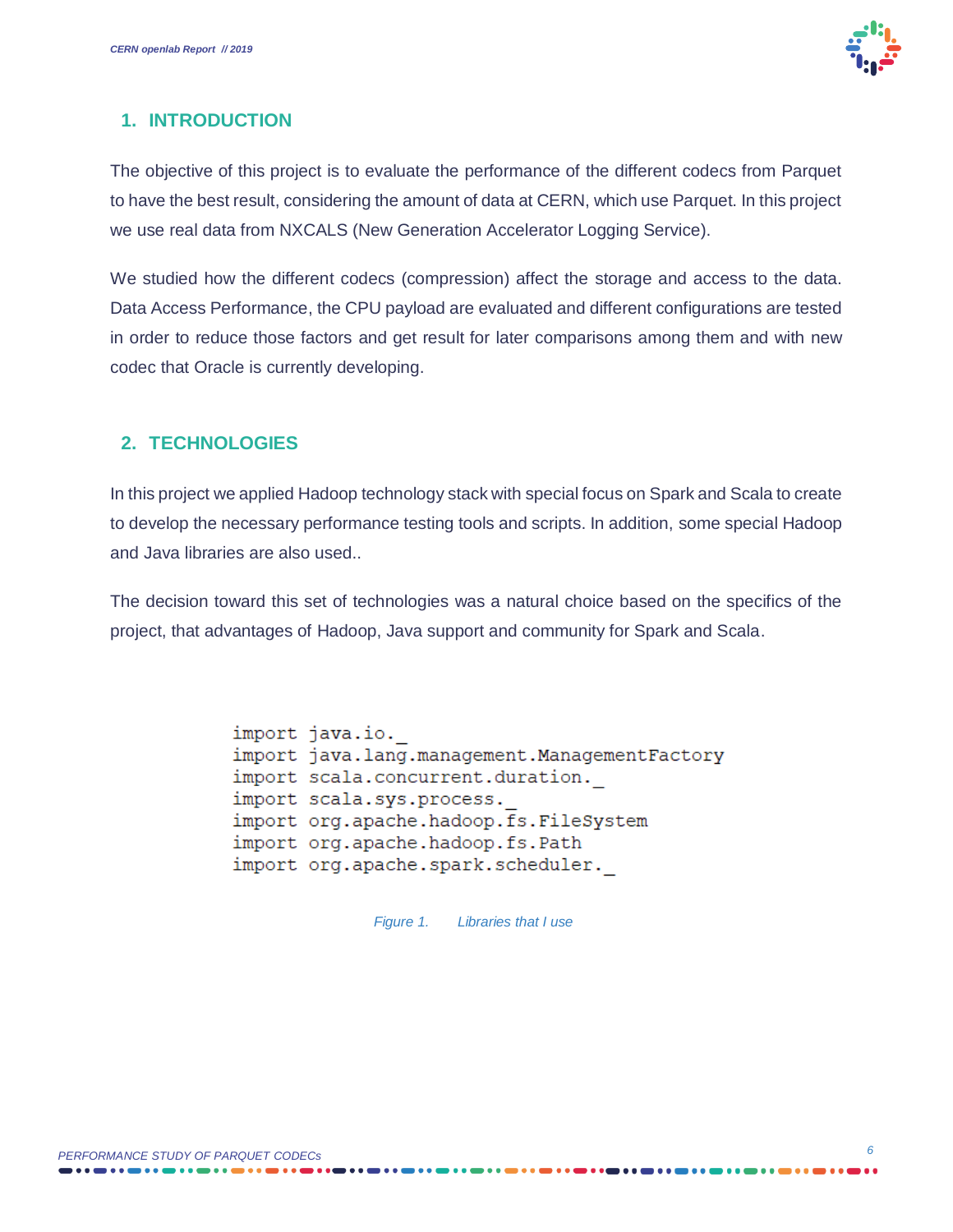## 1. INTRODUCTION

The objective of this project is to evaluate the performance of the different codecs from Parquet to have the best result, considering the amount of data at CERN, which use Parquet. In this project we use real data from NXCALS (New Generation Accelerator Logging Service).

We studied how the different codecs (compression) affect the storage and access to the data. Data Access Performance, the CPU payload are evaluated and different configurations are tested in order to reduce those factors and get result for later comparisons among them and with new codec that Oracle is currently developing.

## 2. TECHNOLOGIES

In this project we applied Hadoop technology stack with special focus on Spark and Scala to create to develop the necessary performance testing tools and scripts. In addition, some special Hadoop and Java libraries are also used..

The decision toward this set of technologies was a natural choice based on the specifics of the project, that advantages of Hadoop, Java support and community for Spark and Scala.

```
import java.io._
import java.lang.management.ManagementFactory
import scala.concurrent.duration._
import scala.sys.process._
import org.apache.hadoop.fs.FileSystem
import org.apache.hadoop.fs.Path
import org.apache.spark.scheduler._
```

*Figure 1. Libraries that I use*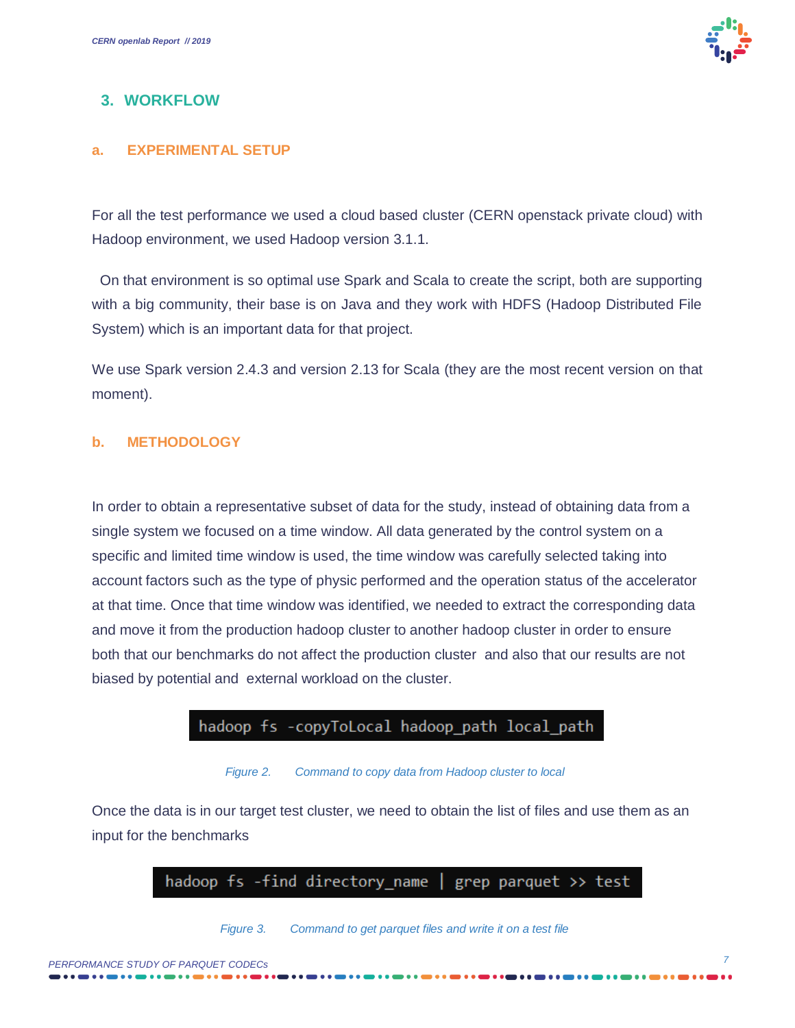## 3. WORKFLOW

### a. EXPERIMENTAL SETUP

For all the test performance we used a cloud based cluster (CERN openstack private cloud) with Hadoop environment, we used Hadoop version 3.1.1.

On that environment is so optimal use Spark and Scala to create the script, both are supporting with a big community, their base is on Java and they work with HDFS (Hadoop Distributed File System) which is an important data for that project.

We use Spark version 2.4.3 and version 2.13 for Scala (they are the most recent version on that moment).

### b. METHODOLOGY

In order to obtain a representative subset of data for the study, instead of obtaining data from a single system we focused on a time window. All data generated by the control system on a specific and limited time window is used, the time window was carefully selected taking into account factors such as the type of physic performed and the operation status of the accelerator at that time. Once that time window was identified, we needed to extract the corresponding data and move it from the production hadoop cluster to another hadoop cluster in order to ensure both that our benchmarks do not affect the production cluster and also that our results are not biased by potential and external workload on the cluster.

```
hadoop fs -copyToLocal hadoop_path local_path
```

*Figure 2. Command to copy data from Hadoop cluster to local*

Once the data is in our target test cluster, we need to obtain the list of files and use them as an input for the benchmarks

```
hadoop fs -find directory_name | grep parquet >> test
```

*Figure 3. Command to get parquet files and write it on a test file*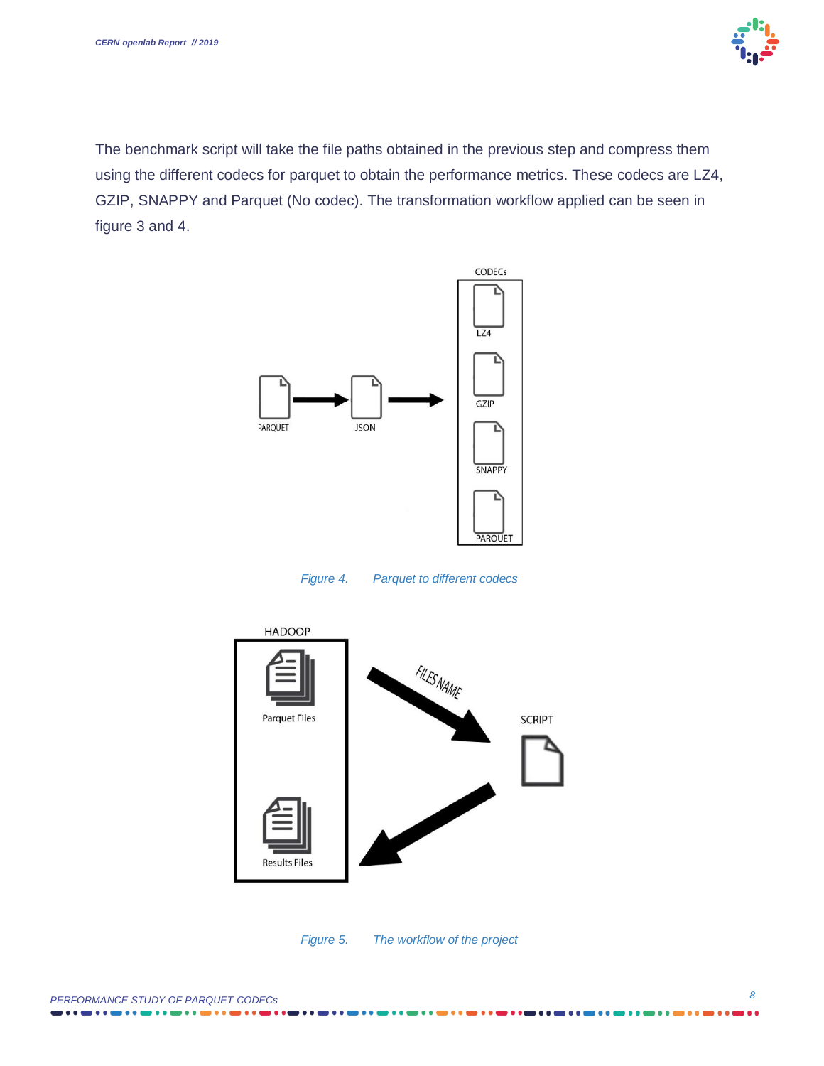The benchmark script will take the file paths obtained in the previous step and compress them using the different codecs for parquet to obtain the performance metrics. These codecs are LZ4, GZIP, SNAPPY and Parquet (No codec). The transformation workflow applied can be seen in figure 3 and 4.

*Figure 4. Parquet to different codecs*

*Figure 5. The workflow of the project*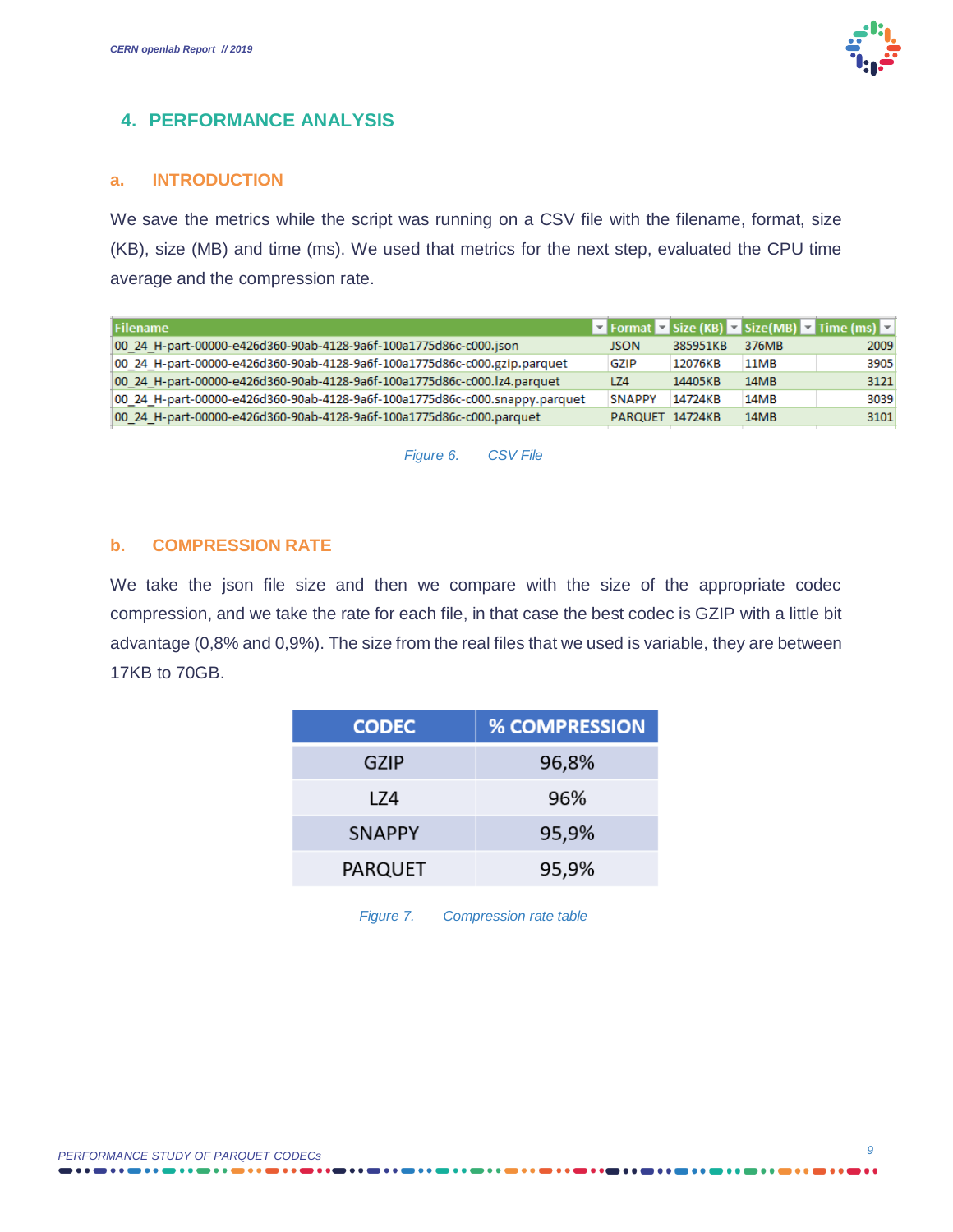## 4. PERFORMANCE ANALYSIS

### a. INTRODUCTION

We save the metrics while the script was running on a CSV file with the filename, format, size (KB), size (MB) and time (ms). We used that metrics for the next step, evaluated the CPU time average and the compression rate.

| Filename | Format | Size (KB) | Size(MB) | Time (ms) |
|---|---|---|---|---|
| 00_24_H-part-00000-e426d360-90ab-4128-9a6f-100a1775d86c-c000.json | JSON | 385951KB | 376MB | 2009 |
| 00_24_H-part-00000-e426d360-90ab-4128-9a6f-100a1775d86c-c000.gzip.parquet | GZIP | 12076KB | 11MB | 3905 |
| 00_24_H-part-00000-e426d360-90ab-4128-9a6f-100a1775d86c-c000.lz4.parquet | LZ4 | 14405KB | 14MB | 3121 |
| 00_24_H-part-00000-e426d360-90ab-4128-9a6f-100a1775d86c-c000.snappy.parquet | SNAPPY | 14724KB | 14MB | 3039 |
| 00_24_H-part-00000-e426d360-90ab-4128-9a6f-100a1775d86c-c000.parquet | PARQUET | 14724KB | 14MB | 3101 |

*Figure 6. CSV File*

### b. COMPRESSION RATE

We take the json file size and then we compare with the size of the appropriate codec compression, and we take the rate for each file, in that case the best codec is GZIP with a little bit advantage (0,8% and 0,9%). The size from the real files that we used is variable, they are between 17KB to 70GB.

| CODEC | % COMPRESSION |
|---|---|
| GZIP | 96,8% |
| LZ4 | 96% |
| SNAPPY | 95,9% |
| PARQUET | 95,9% |

*Figure 7. Compression rate table*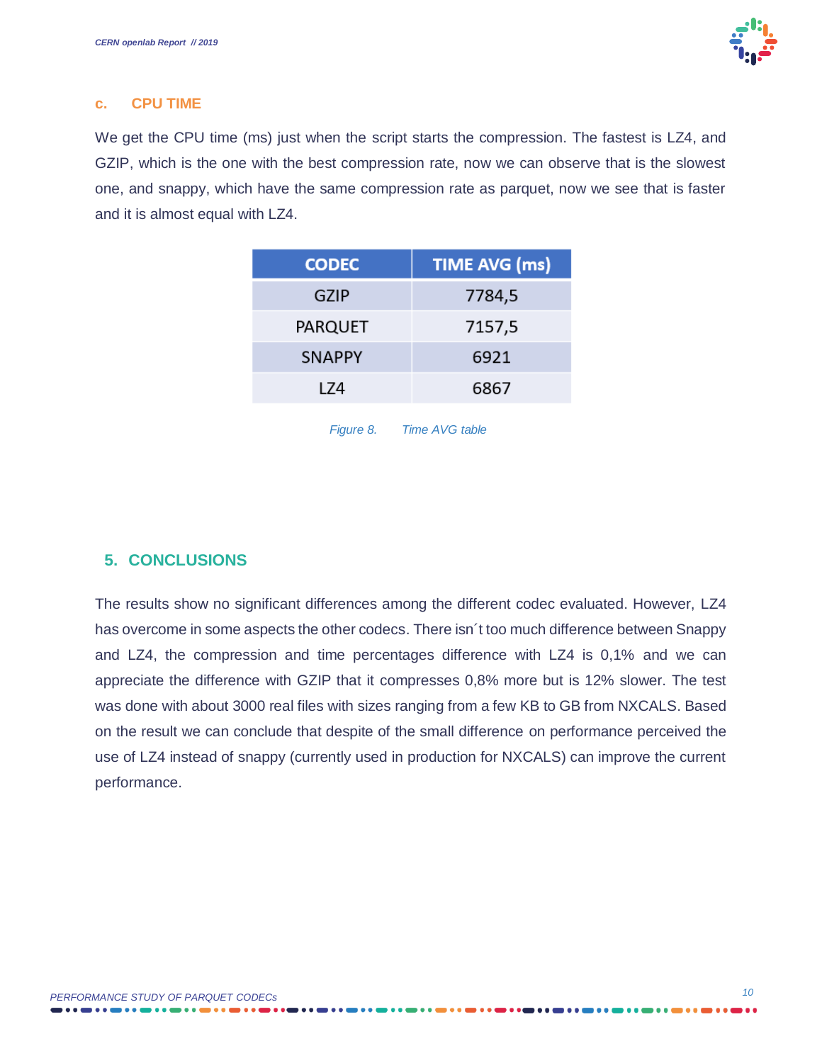### c. CPU TIME

We get the CPU time (ms) just when the script starts the compression. The fastest is LZ4, and GZIP, which is the one with the best compression rate, now we can observe that is the slowest one, and snappy, which have the same compression rate as parquet, now we see that is faster and it is almost equal with LZ4.

| CODEC | TIME AVG (ms) |
| --- | --- |
| GZIP | 7784,5 |
| PARQUET | 7157,5 |
| SNAPPY | 6921 |
| LZ4 | 6867 |

*Figure 8. Time AVG table*

## 5. CONCLUSIONS

The results show no significant differences among the different codec evaluated. However, LZ4 has overcome in some aspects the other codecs. There isn´t too much difference between Snappy and LZ4, the compression and time percentages difference with LZ4 is 0,1% and we can appreciate the difference with GZIP that it compresses 0,8% more but is 12% slower. The test was done with about 3000 real files with sizes ranging from a few KB to GB from NXCALS. Based on the result we can conclude that despite of the small difference on performance perceived the use of LZ4 instead of snappy (currently used in production for NXCALS) can improve the current performance.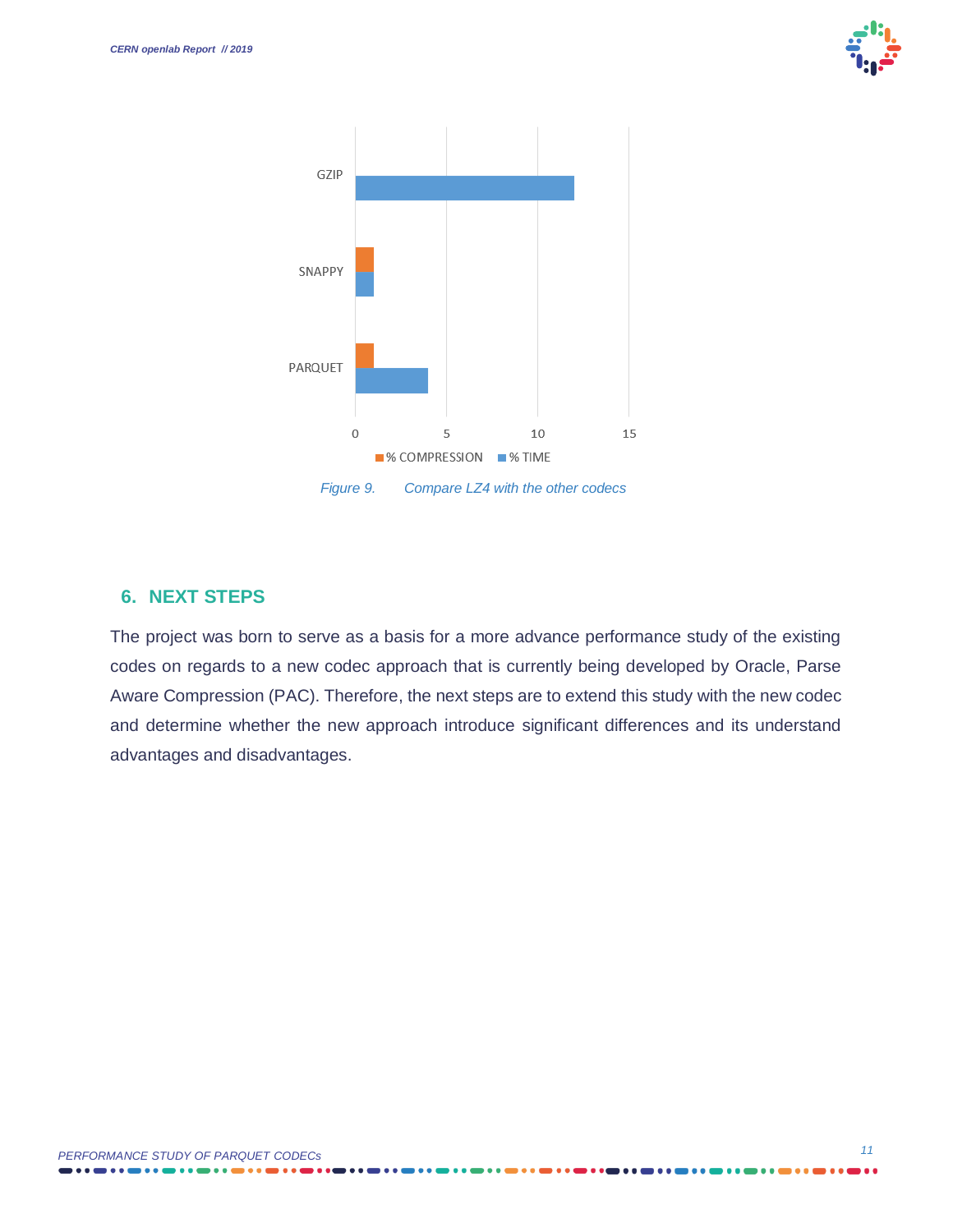Figure 9. Compare LZ4 with the other codecs

## 6. NEXT STEPS

The project was born to serve as a basis for a more advance performance study of the existing codes on regards to a new codec approach that is currently being developed by Oracle, Parse Aware Compression (PAC). Therefore, the next steps are to extend this study with the new codec and determine whether the new approach introduce significant differences and its understand advantages and disadvantages.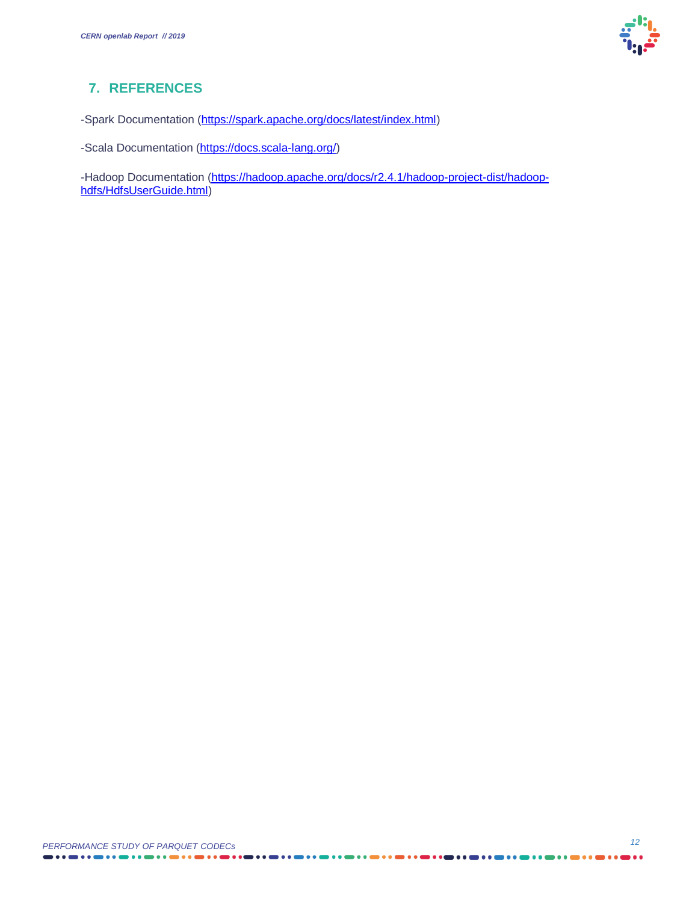## 7. REFERENCES

-Spark Documentation (https://spark.apache.org/docs/latest/index.html)

-Scala Documentation (https://docs.scala-lang.org/)

-Hadoop Documentation (https://hadoop.apache.org/docs/r2.4.1/hadoop-project-dist/hadoop-hdfs/HdfsUserGuide.html)